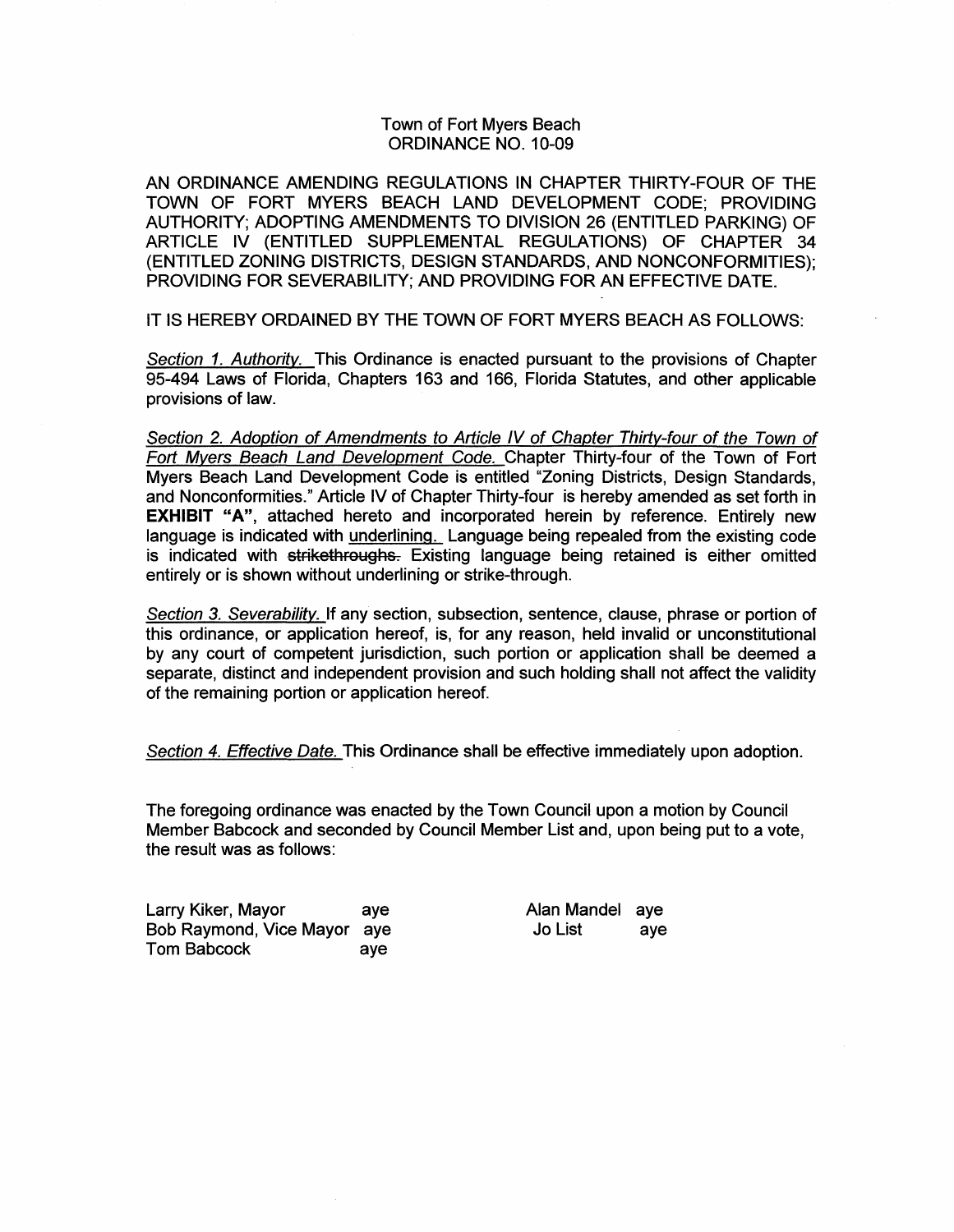Town of Fort Myers Beach
ORDINANCE NO. 10-09

AN ORDINANCE AMENDING REGULATIONS IN CHAPTER THIRTY-FOUR OF THE TOWN OF FORT MYERS BEACH LAND DEVELOPMENT CODE; PROVIDING AUTHORITY; ADOPTING AMENDMENTS TO DIVISION 26 (ENTITLED PARKING) OF ARTICLE IV (ENTITLED SUPPLEMENTAL REGULATIONS) OF CHAPTER 34 (ENTITLED ZONING DISTRICTS, DESIGN STANDARDS, AND NONCONFORMITIES); PROVIDING FOR SEVERABILITY; AND PROVIDING FOR AN EFFECTIVE DATE.

IT IS HEREBY ORDAINED BY THE TOWN OF FORT MYERS BEACH AS FOLLOWS:

*Section 1. Authority.* This Ordinance is enacted pursuant to the provisions of Chapter 95-494 Laws of Florida, Chapters 163 and 166, Florida Statutes, and other applicable provisions of law.

*Section 2. Adoption of Amendments to Article IV of Chapter Thirty-four of the Town of Fort Myers Beach Land Development Code.* Chapter Thirty-four of the Town of Fort Myers Beach Land Development Code is entitled "Zoning Districts, Design Standards, and Nonconformities." Article IV of Chapter Thirty-four is hereby amended as set forth in **EXHIBIT "A"**, attached hereto and incorporated herein by reference. Entirely new language is indicated with <u>underlining.</u> Language being repealed from the existing code is indicated with ~~strikethroughs.~~ Existing language being retained is either omitted entirely or is shown without underlining or strike-through.

*Section 3. Severability.* If any section, subsection, sentence, clause, phrase or portion of this ordinance, or application hereof, is, for any reason, held invalid or unconstitutional by any court of competent jurisdiction, such portion or application shall be deemed a separate, distinct and independent provision and such holding shall not affect the validity of the remaining portion or application hereof.

*Section 4. Effective Date.* This Ordinance shall be effective immediately upon adoption.

The foregoing ordinance was enacted by the Town Council upon a motion by Council Member Babcock and seconded by Council Member List and, upon being put to a vote, the result was as follows:

| | | | |
|---|---|---|---|
| Larry Kiker, Mayor | aye | Alan Mandel | aye |
| Bob Raymond, Vice Mayor | aye | Jo List | aye |
| Tom Babcock | aye | | |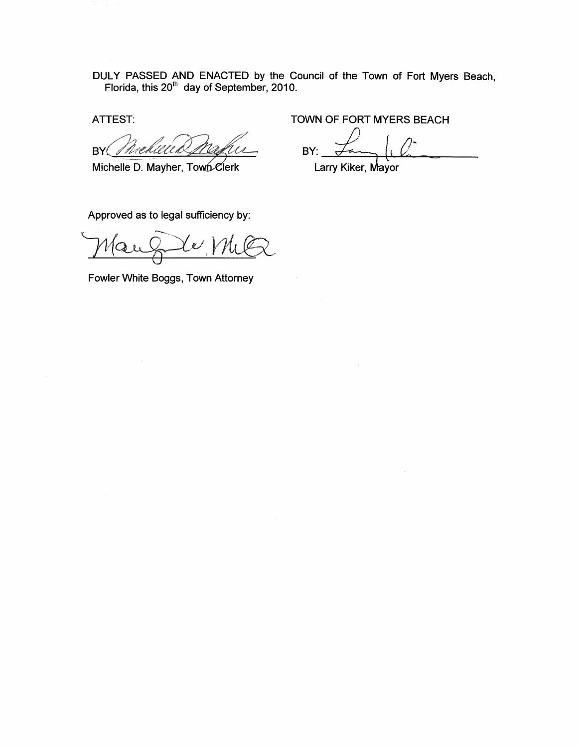DULY PASSED AND ENACTED by the Council of the Town of Fort Myers Beach, Florida, this 20th day of September, 2010.

ATTEST:

BY: _______________________
Michelle D. Mayher, Town Clerk

TOWN OF FORT MYERS BEACH

BY: _______________________
Larry Kiker, Mayor

Approved as to legal sufficiency by:

_______________________
Fowler White Boggs, Town Attorney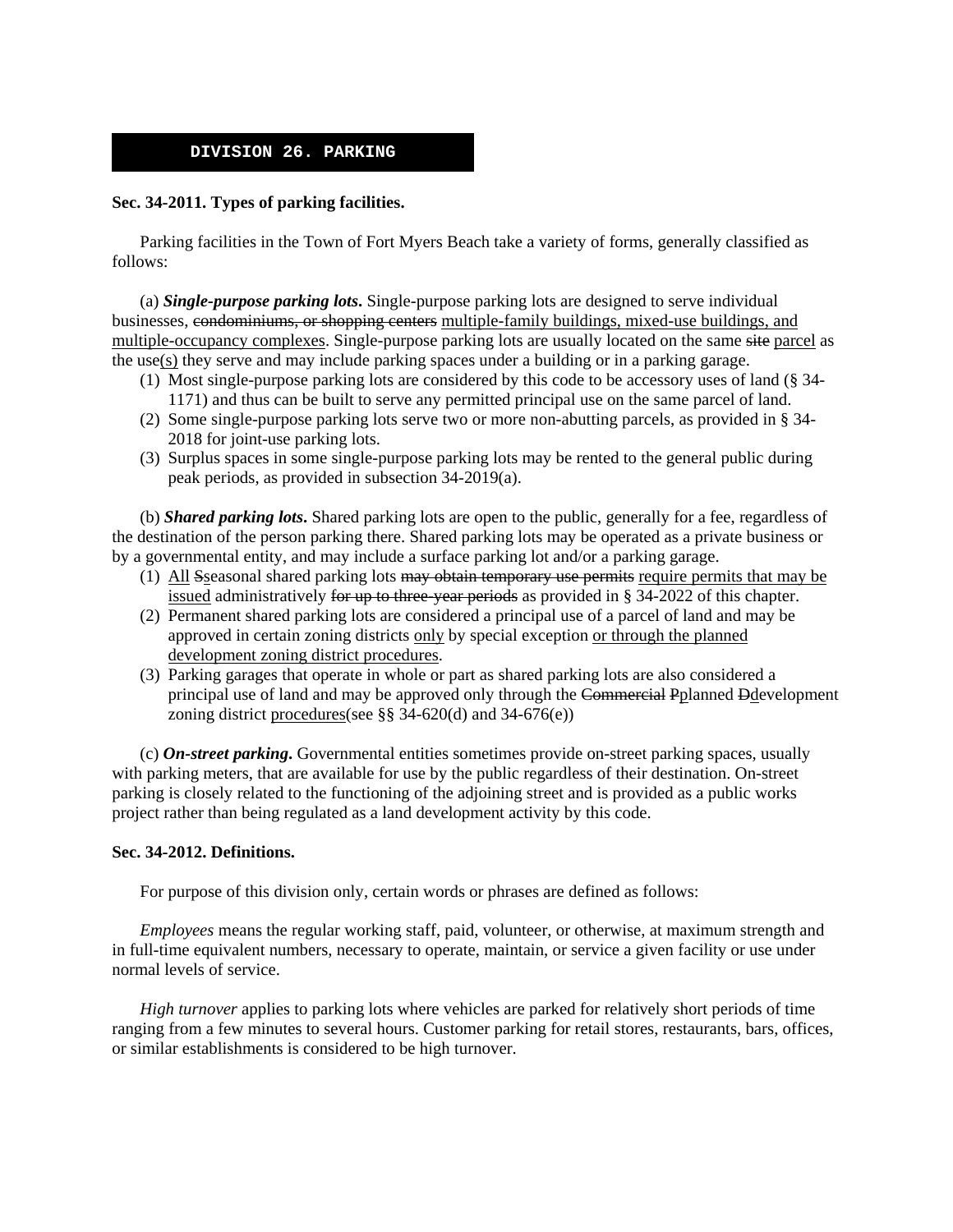## DIVISION 26. PARKING

**Sec. 34-2011. Types of parking facilities.**

Parking facilities in the Town of Fort Myers Beach take a variety of forms, generally classified as follows:

(a) ***Single-purpose parking lots*.** Single-purpose parking lots are designed to serve individual businesses, ~~condominiums, or shopping centers~~ <u>multiple-family buildings, mixed-use buildings, and multiple-occupancy complexes</u>. Single-purpose parking lots are usually located on the same ~~site~~ <u>parcel</u> as the use<u>(s)</u> they serve and may include parking spaces under a building or in a parking garage.

1. Most single-purpose parking lots are considered by this code to be accessory uses of land (§ 34-1171) and thus can be built to serve any permitted principal use on the same parcel of land.
2. Some single-purpose parking lots serve two or more non-abutting parcels, as provided in § 34-2018 for joint-use parking lots.
3. Surplus spaces in some single-purpose parking lots may be rented to the general public during peak periods, as provided in subsection 34-2019(a).

(b) ***Shared parking lots*.** Shared parking lots are open to the public, generally for a fee, regardless of the destination of the person parking there. Shared parking lots may be operated as a private business or by a governmental entity, and may include a surface parking lot and/or a parking garage.

1. <u>All</u> ~~S~~<u>s</u>easonal shared parking lots ~~may obtain temporary use permits~~ <u>require permits that may be issued</u> administratively ~~for up to three-year periods~~ as provided in § 34-2022 of this chapter.
2. Permanent shared parking lots are considered a principal use of a parcel of land and may be approved in certain zoning districts <u>only</u> by special exception <u>or through the planned development zoning district procedures</u>.
3. Parking garages that operate in whole or part as shared parking lots are also considered a principal use of land and may be approved only through the ~~Commercial~~ ~~P~~<u>p</u>lanned ~~D~~<u>d</u>evelopment zoning district <u>procedures</u>(see §§ 34-620(d) and 34-676(e))

(c) ***On-street parking*.** Governmental entities sometimes provide on-street parking spaces, usually with parking meters, that are available for use by the public regardless of their destination. On-street parking is closely related to the functioning of the adjoining street and is provided as a public works project rather than being regulated as a land development activity by this code.

**Sec. 34-2012. Definitions.**

For purpose of this division only, certain words or phrases are defined as follows:

*Employees* means the regular working staff, paid, volunteer, or otherwise, at maximum strength and in full-time equivalent numbers, necessary to operate, maintain, or service a given facility or use under normal levels of service.

*High turnover* applies to parking lots where vehicles are parked for relatively short periods of time ranging from a few minutes to several hours. Customer parking for retail stores, restaurants, bars, offices, or similar establishments is considered to be high turnover.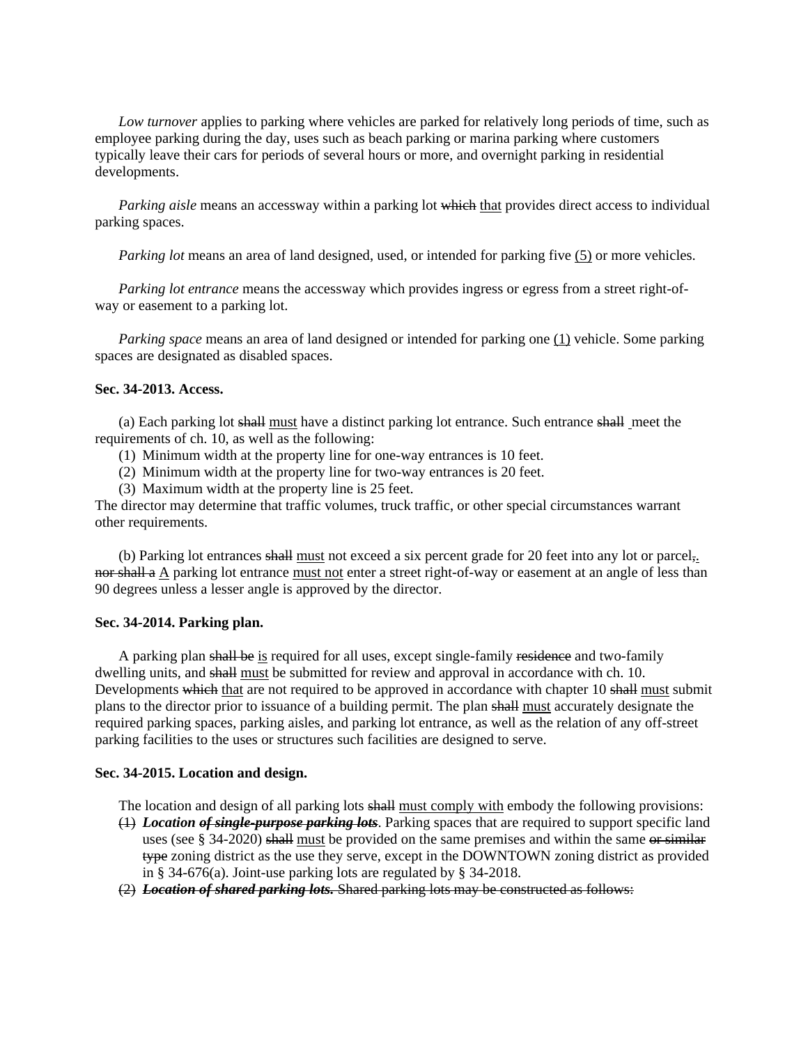*Low turnover* applies to parking where vehicles are parked for relatively long periods of time, such as employee parking during the day, uses such as beach parking or marina parking where customers typically leave their cars for periods of several hours or more, and overnight parking in residential developments.

*Parking aisle* means an accessway within a parking lot ~~which~~ <u>that</u> provides direct access to individual parking spaces.

*Parking lot* means an area of land designed, used, or intended for parking five <u>(5)</u> or more vehicles.

*Parking lot entrance* means the accessway which provides ingress or egress from a street right-of-way or easement to a parking lot.

*Parking space* means an area of land designed or intended for parking one <u>(1)</u> vehicle. Some parking spaces are designated as disabled spaces.

**Sec. 34-2013. Access.**

(a) Each parking lot ~~shall~~ <u>must</u> have a distinct parking lot entrance. Such entrance ~~shall~~ meet the requirements of ch. 10, as well as the following:

(1) Minimum width at the property line for one-way entrances is 10 feet.
(2) Minimum width at the property line for two-way entrances is 20 feet.
(3) Maximum width at the property line is 25 feet.

The director may determine that traffic volumes, truck traffic, or other special circumstances warrant other requirements.

(b) Parking lot entrances ~~shall~~ <u>must</u> not exceed a six percent grade for 20 feet into any lot or parcel~~,~~<u>.</u> ~~nor shall a~~ <u>A</u> parking lot entrance <u>must not</u> enter a street right-of-way or easement at an angle of less than 90 degrees unless a lesser angle is approved by the director.

**Sec. 34-2014. Parking plan.**

A parking plan ~~shall be~~ <u>is</u> required for all uses, except single-family ~~residence~~ and two-family dwelling units, and ~~shall~~ <u>must</u> be submitted for review and approval in accordance with ch. 10. Developments ~~which~~ <u>that</u> are not required to be approved in accordance with chapter 10 ~~shall~~ <u>must</u> submit plans to the director prior to issuance of a building permit. The plan ~~shall~~ <u>must</u> accurately designate the required parking spaces, parking aisles, and parking lot entrance, as well as the relation of any off-street parking facilities to the uses or structures such facilities are designed to serve.

**Sec. 34-2015. Location and design.**

The location and design of all parking lots ~~shall~~ <u>must comply with</u> embody the following provisions:

~~(1)~~ ***Location ~~of single-purpose parking lots~~***. Parking spaces that are required to support specific land uses (see § 34-2020) ~~shall~~ <u>must</u> be provided on the same premises and within the same ~~or similar type~~ zoning district as the use they serve, except in the DOWNTOWN zoning district as provided in § 34-676(a). Joint-use parking lots are regulated by § 34-2018.

~~(2) ***Location of shared parking lots.*** Shared parking lots may be constructed as follows:~~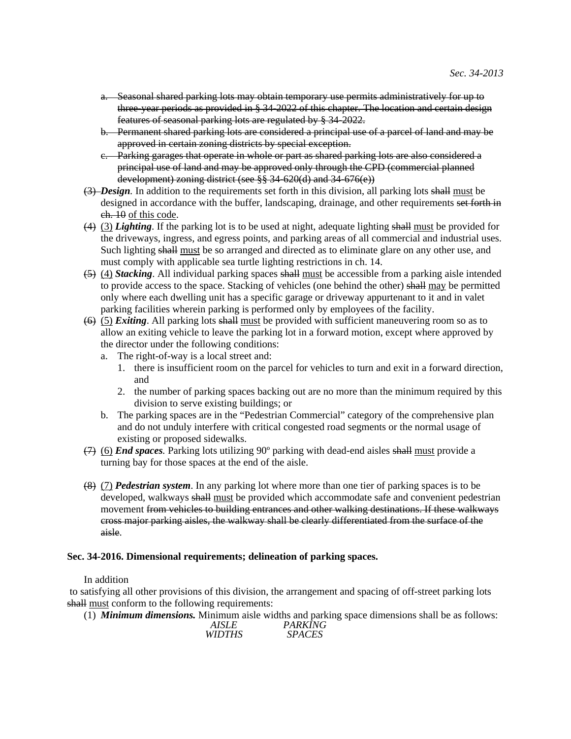a. ~~Seasonal shared parking lots may obtain temporary use permits administratively for up to three-year periods as provided in § 34-2022 of this chapter. The location and certain design features of seasonal parking lots are regulated by § 34-2022.~~
b. ~~Permanent shared parking lots are considered a principal use of a parcel of land and may be approved in certain zoning districts by special exception.~~
c. ~~Parking garages that operate in whole or part as shared parking lots are also considered a principal use of land and may be approved only through the CPD (commercial planned development) zoning district (see §§ 34-620(d) and 34-676(e))~~

~~(3)~~ ***Design***. In addition to the requirements set forth in this division, all parking lots ~~shall~~ <u>must</u> be designed in accordance with the buffer, landscaping, drainage, and other requirements ~~set forth in ch. 10~~ <u>of this code</u>.

~~(4)~~ <u>(3)</u> ***Lighting***. If the parking lot is to be used at night, adequate lighting ~~shall~~ <u>must</u> be provided for the driveways, ingress, and egress points, and parking areas of all commercial and industrial uses. Such lighting ~~shall~~ <u>must</u> be so arranged and directed as to eliminate glare on any other use, and must comply with applicable sea turtle lighting restrictions in ch. 14.

~~(5)~~ <u>(4)</u> ***Stacking***. All individual parking spaces ~~shall~~ <u>must</u> be accessible from a parking aisle intended to provide access to the space. Stacking of vehicles (one behind the other) ~~shall~~ <u>may</u> be permitted only where each dwelling unit has a specific garage or driveway appurtenant to it and in valet parking facilities wherein parking is performed only by employees of the facility.

~~(6)~~ <u>(5)</u> ***Exiting***. All parking lots ~~shall~~ <u>must</u> be provided with sufficient maneuvering room so as to allow an exiting vehicle to leave the parking lot in a forward motion, except where approved by the director under the following conditions:

a. The right-of-way is a local street and:
   1. there is insufficient room on the parcel for vehicles to turn and exit in a forward direction, and
   2. the number of parking spaces backing out are no more than the minimum required by this division to serve existing buildings; or
b. The parking spaces are in the "Pedestrian Commercial" category of the comprehensive plan and do not unduly interfere with critical congested road segments or the normal usage of existing or proposed sidewalks.

~~(7)~~ <u>(6)</u> ***End spaces***. Parking lots utilizing 90º parking with dead-end aisles ~~shall~~ <u>must</u> provide a turning bay for those spaces at the end of the aisle.

~~(8)~~ <u>(7)</u> ***Pedestrian system***. In any parking lot where more than one tier of parking spaces is to be developed, walkways ~~shall~~ <u>must</u> be provided which accommodate safe and convenient pedestrian movement ~~from vehicles to building entrances and other walking destinations. If these walkways cross major parking aisles, the walkway shall be clearly differentiated from the surface of the aisle~~.

**Sec. 34-2016. Dimensional requirements; delineation of parking spaces.**

In addition to satisfying all other provisions of this division, the arrangement and spacing of off-street parking lots ~~shall~~ <u>must</u> conform to the following requirements:

(1) ***Minimum dimensions.*** Minimum aisle widths and parking space dimensions shall be as follows:

*AISLE WIDTHS* | *PARKING SPACES*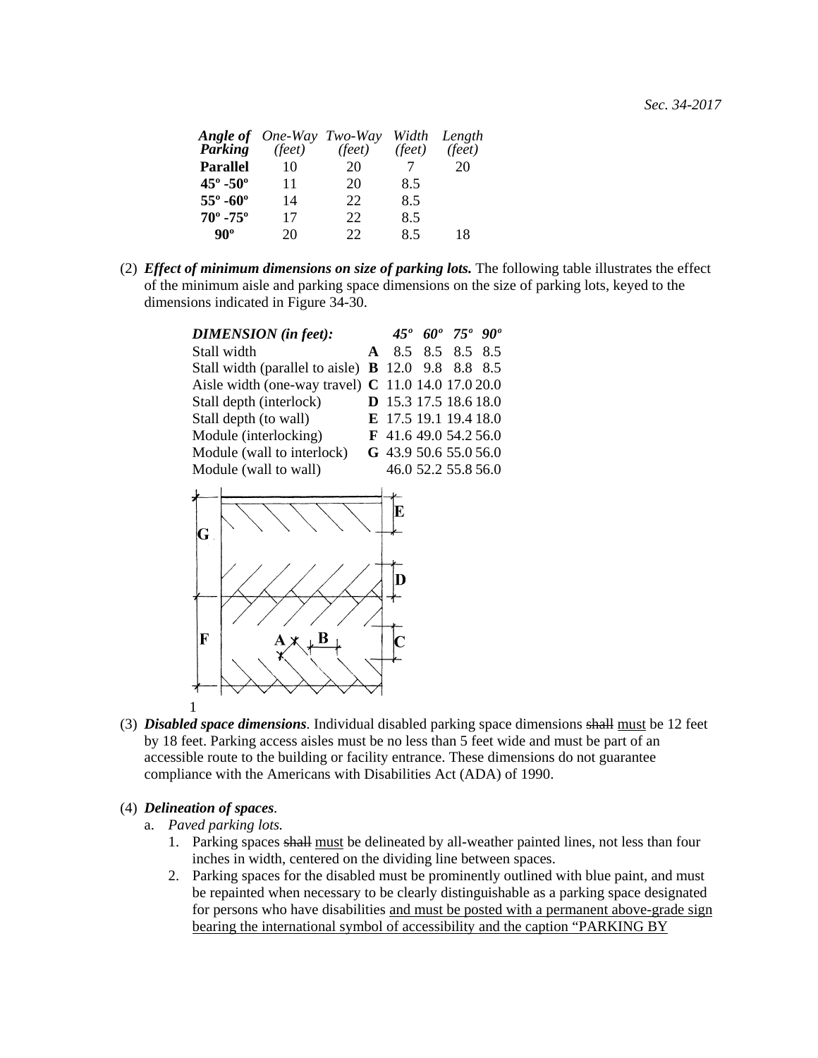| Angle of Parking | One-Way (feet) | Two-Way (feet) | Width (feet) | Length (feet) |
|---|---|---|---|---|
| **Parallel** | 10 | 20 | 7 | 20 |
| **45º -50º** | 11 | 20 | 8.5 | |
| **55º -60º** | 14 | 22 | 8.5 | |
| **70º -75º** | 17 | 22 | 8.5 | |
| **90º** | 20 | 22 | 8.5 | 18 |

(2) ***Effect of minimum dimensions on size of parking lots.*** The following table illustrates the effect of the minimum aisle and parking space dimensions on the size of parking lots, keyed to the dimensions indicated in Figure 34-30.

| *DIMENSION (in feet):* | | *45º* | *60º* | *75º* | *90º* |
|---|---|---|---|---|---|
| Stall width | **A** | 8.5 | 8.5 | 8.5 | 8.5 |
| Stall width (parallel to aisle) | **B** | 12.0 | 9.8 | 8.8 | 8.5 |
| Aisle width (one-way travel) | **C** | 11.0 | 14.0 | 17.0 | 20.0 |
| Stall depth (interlock) | **D** | 15.3 | 17.5 | 18.6 | 18.0 |
| Stall depth (to wall) | **E** | 17.5 | 19.1 | 19.4 | 18.0 |
| Module (interlocking) | **F** | 41.6 | 49.0 | 54.2 | 56.0 |
| Module (wall to interlock) | **G** | 43.9 | 50.6 | 55.0 | 56.0 |
| Module (wall to wall) | | 46.0 | 52.2 | 55.8 | 56.0 |

1

(3) ***Disabled space dimensions***. Individual disabled parking space dimensions ~~shall~~ must be 12 feet by 18 feet. Parking access aisles must be no less than 5 feet wide and must be part of an accessible route to the building or facility entrance. These dimensions do not guarantee compliance with the Americans with Disabilities Act (ADA) of 1990.

(4) ***Delineation of spaces***.

a. *Paved parking lots.*

1. Parking spaces ~~shall~~ must be delineated by all-weather painted lines, not less than four inches in width, centered on the dividing line between spaces.
2. Parking spaces for the disabled must be prominently outlined with blue paint, and must be repainted when necessary to be clearly distinguishable as a parking space designated for persons who have disabilities and must be posted with a permanent above-grade sign bearing the international symbol of accessibility and the caption "PARKING BY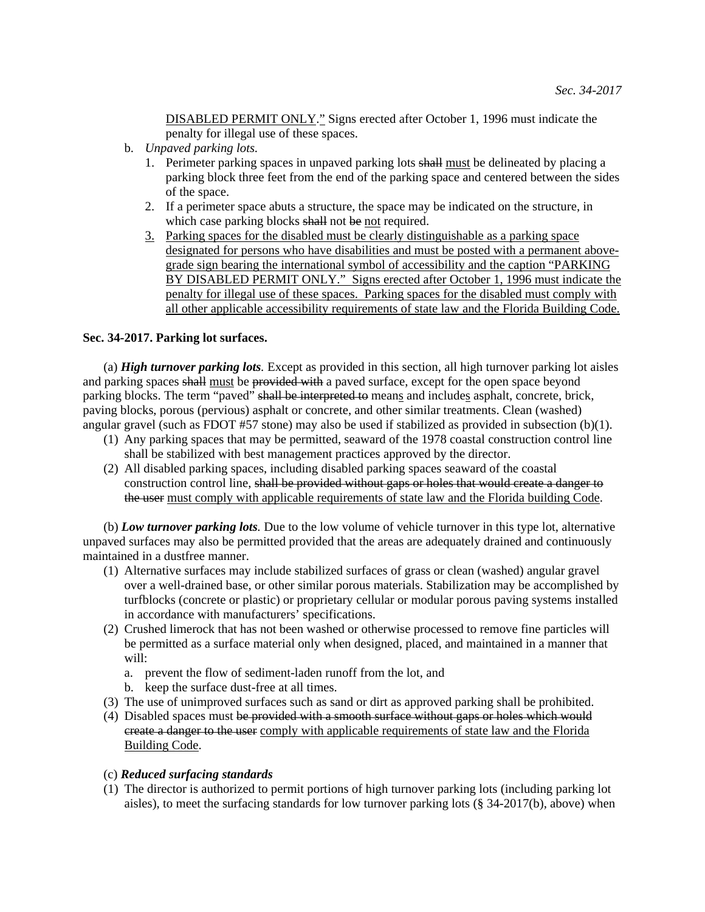DISABLED PERMIT ONLY." Signs erected after October 1, 1996 must indicate the penalty for illegal use of these spaces.

b. *Unpaved parking lots.*

1. Perimeter parking spaces in unpaved parking lots ~~shall~~ <u>must</u> be delineated by placing a parking block three feet from the end of the parking space and centered between the sides of the space.
2. If a perimeter space abuts a structure, the space may be indicated on the structure, in which case parking blocks ~~shall~~ not ~~be~~ <u>not</u> required.
3. <u>Parking spaces for the disabled must be clearly distinguishable as a parking space designated for persons who have disabilities and must be posted with a permanent above-grade sign bearing the international symbol of accessibility and the caption "PARKING BY DISABLED PERMIT ONLY." Signs erected after October 1, 1996 must indicate the penalty for illegal use of these spaces. Parking spaces for the disabled must comply with all other applicable accessibility requirements of state law and the Florida Building Code.</u>

**Sec. 34-2017. Parking lot surfaces.**

(a) ***High turnover parking lots.*** Except as provided in this section, all high turnover parking lot aisles and parking spaces ~~shall~~ <u>must</u> be ~~provided with~~ a paved surface, except for the open space beyond parking blocks. The term "paved" ~~shall be interpreted to~~ mean<u>s</u> and include<u>s</u> asphalt, concrete, brick, paving blocks, porous (pervious) asphalt or concrete, and other similar treatments. Clean (washed) angular gravel (such as FDOT #57 stone) may also be used if stabilized as provided in subsection (b)(1).

(1) Any parking spaces that may be permitted, seaward of the 1978 coastal construction control line shall be stabilized with best management practices approved by the director.
(2) All disabled parking spaces, including disabled parking spaces seaward of the coastal construction control line, ~~shall be provided without gaps or holes that would create a danger to the user~~ <u>must comply with applicable requirements of state law and the Florida building Code</u>.

(b) ***Low turnover parking lots.*** Due to the low volume of vehicle turnover in this type lot, alternative unpaved surfaces may also be permitted provided that the areas are adequately drained and continuously maintained in a dustfree manner.

(1) Alternative surfaces may include stabilized surfaces of grass or clean (washed) angular gravel over a well-drained base, or other similar porous materials. Stabilization may be accomplished by turfblocks (concrete or plastic) or proprietary cellular or modular porous paving systems installed in accordance with manufacturers' specifications.
(2) Crushed limerock that has not been washed or otherwise processed to remove fine particles will be permitted as a surface material only when designed, placed, and maintained in a manner that will:
    a. prevent the flow of sediment-laden runoff from the lot, and
    b. keep the surface dust-free at all times.
(3) The use of unimproved surfaces such as sand or dirt as approved parking shall be prohibited.
(4) Disabled spaces must ~~be provided with a smooth surface without gaps or holes which would create a danger to the user~~ <u>comply with applicable requirements of state law and the Florida Building Code</u>.

(c) ***Reduced surfacing standards***

(1) The director is authorized to permit portions of high turnover parking lots (including parking lot aisles), to meet the surfacing standards for low turnover parking lots (§ 34-2017(b), above) when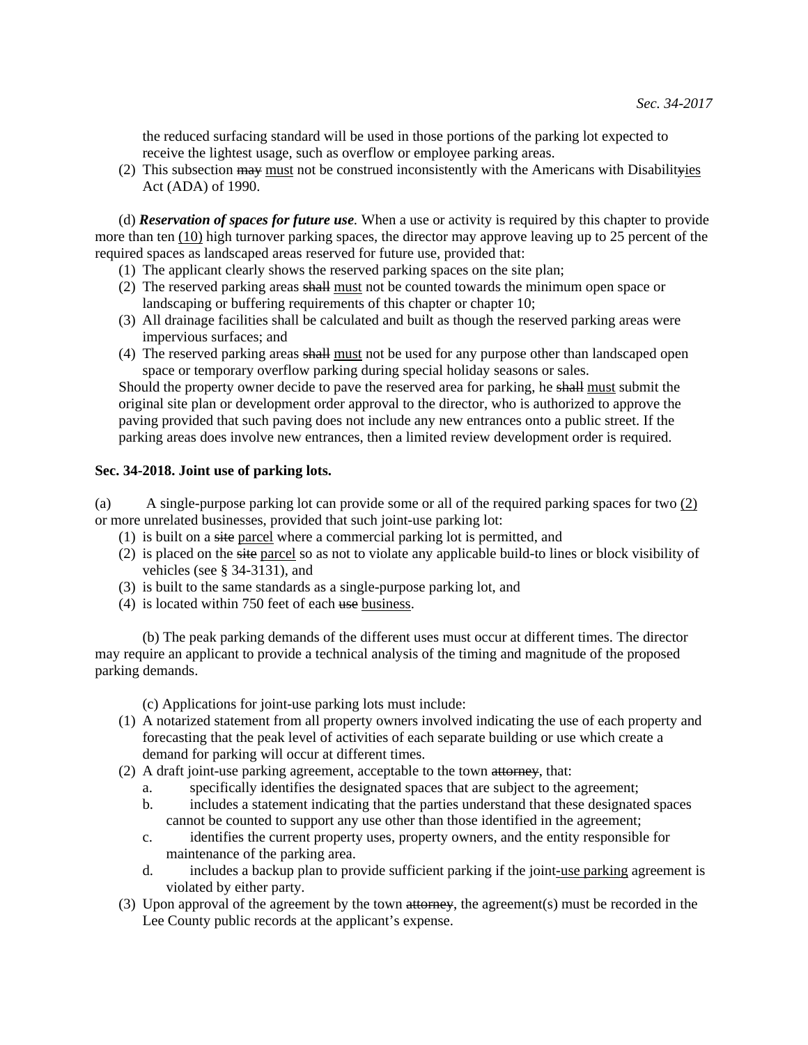the reduced surfacing standard will be used in those portions of the parking lot expected to receive the lightest usage, such as overflow or employee parking areas.

(2) This subsection ~~may~~ <u>must</u> not be construed inconsistently with the Americans with Disabilit~~y~~<u>ies</u> Act (ADA) of 1990.

(d) ***Reservation of spaces for future use.*** When a use or activity is required by this chapter to provide more than ten <u>(10)</u> high turnover parking spaces, the director may approve leaving up to 25 percent of the required spaces as landscaped areas reserved for future use, provided that:

(1) The applicant clearly shows the reserved parking spaces on the site plan;
(2) The reserved parking areas ~~shall~~ <u>must</u> not be counted towards the minimum open space or landscaping or buffering requirements of this chapter or chapter 10;
(3) All drainage facilities shall be calculated and built as though the reserved parking areas were impervious surfaces; and
(4) The reserved parking areas ~~shall~~ <u>must</u> not be used for any purpose other than landscaped open space or temporary overflow parking during special holiday seasons or sales.

Should the property owner decide to pave the reserved area for parking, he ~~shall~~ <u>must</u> submit the original site plan or development order approval to the director, who is authorized to approve the paving provided that such paving does not include any new entrances onto a public street. If the parking areas does involve new entrances, then a limited review development order is required.

**Sec. 34-2018. Joint use of parking lots.**

(a) A single-purpose parking lot can provide some or all of the required parking spaces for two <u>(2)</u> or more unrelated businesses, provided that such joint-use parking lot:

(1) is built on a ~~site~~ <u>parcel</u> where a commercial parking lot is permitted, and
(2) is placed on the ~~site~~ <u>parcel</u> so as not to violate any applicable build-to lines or block visibility of vehicles (see § 34-3131), and
(3) is built to the same standards as a single-purpose parking lot, and
(4) is located within 750 feet of each ~~use~~ <u>business</u>.

(b) The peak parking demands of the different uses must occur at different times. The director may require an applicant to provide a technical analysis of the timing and magnitude of the proposed parking demands.

(c) Applications for joint-use parking lots must include:

(1) A notarized statement from all property owners involved indicating the use of each property and forecasting that the peak level of activities of each separate building or use which create a demand for parking will occur at different times.
(2) A draft joint-use parking agreement, acceptable to the town ~~attorney~~, that:
    a. specifically identifies the designated spaces that are subject to the agreement;
    b. includes a statement indicating that the parties understand that these designated spaces cannot be counted to support any use other than those identified in the agreement;
    c. identifies the current property uses, property owners, and the entity responsible for maintenance of the parking area.
    d. includes a backup plan to provide sufficient parking if the joint<u>-use parking</u> agreement is violated by either party.
(3) Upon approval of the agreement by the town ~~attorney~~, the agreement(s) must be recorded in the Lee County public records at the applicant's expense.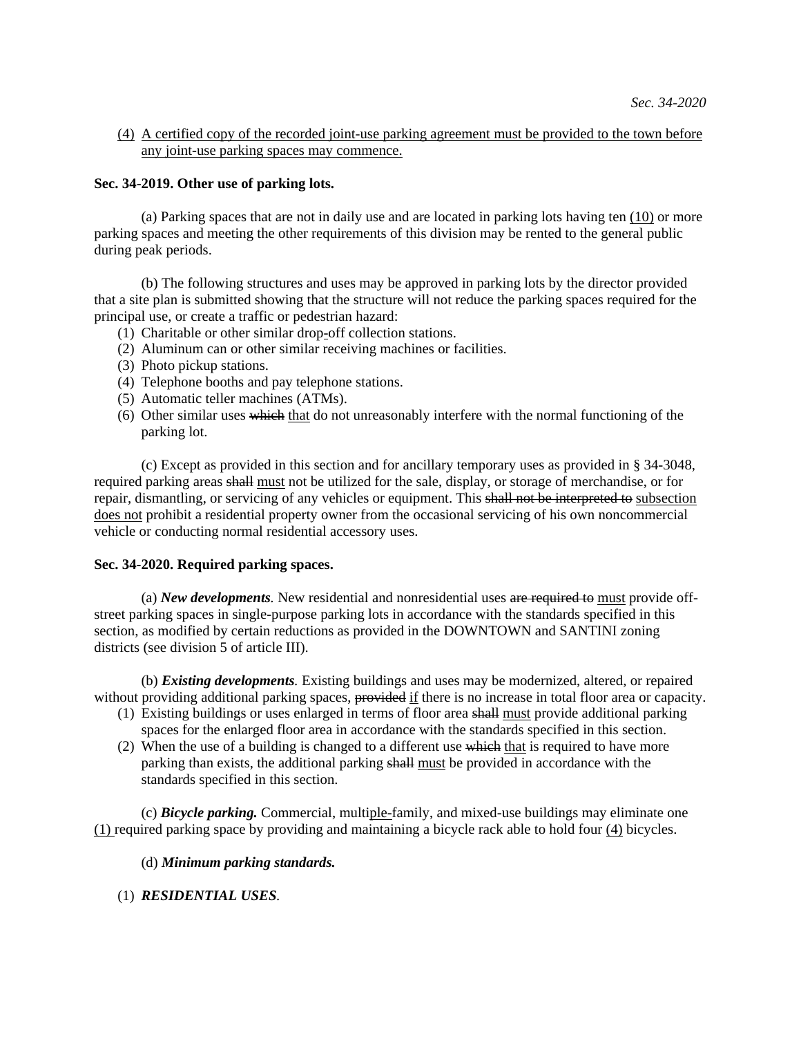(4) A certified copy of the recorded joint-use parking agreement must be provided to the town before any joint-use parking spaces may commence.

**Sec. 34-2019. Other use of parking lots.**

(a) Parking spaces that are not in daily use and are located in parking lots having ten (10) or more parking spaces and meeting the other requirements of this division may be rented to the general public during peak periods.

(b) The following structures and uses may be approved in parking lots by the director provided that a site plan is submitted showing that the structure will not reduce the parking spaces required for the principal use, or create a traffic or pedestrian hazard:

(1) Charitable or other similar drop-off collection stations.
(2) Aluminum can or other similar receiving machines or facilities.
(3) Photo pickup stations.
(4) Telephone booths and pay telephone stations.
(5) Automatic teller machines (ATMs).
(6) Other similar uses ~~which~~ that do not unreasonably interfere with the normal functioning of the parking lot.

(c) Except as provided in this section and for ancillary temporary uses as provided in § 34-3048, required parking areas ~~shall~~ must not be utilized for the sale, display, or storage of merchandise, or for repair, dismantling, or servicing of any vehicles or equipment. This ~~shall not be interpreted to~~ subsection does not prohibit a residential property owner from the occasional servicing of his own noncommercial vehicle or conducting normal residential accessory uses.

**Sec. 34-2020. Required parking spaces.**

(a) ***New developments***. New residential and nonresidential uses ~~are required to~~ must provide off-street parking spaces in single-purpose parking lots in accordance with the standards specified in this section, as modified by certain reductions as provided in the DOWNTOWN and SANTINI zoning districts (see division 5 of article III).

(b) ***Existing developments***. Existing buildings and uses may be modernized, altered, or repaired without providing additional parking spaces, ~~provided~~ if there is no increase in total floor area or capacity.

(1) Existing buildings or uses enlarged in terms of floor area ~~shall~~ must provide additional parking spaces for the enlarged floor area in accordance with the standards specified in this section.
(2) When the use of a building is changed to a different use ~~which~~ that is required to have more parking than exists, the additional parking ~~shall~~ must be provided in accordance with the standards specified in this section.

(c) ***Bicycle parking.*** Commercial, multiple-family, and mixed-use buildings may eliminate one (1) required parking space by providing and maintaining a bicycle rack able to hold four (4) bicycles.

(d) ***Minimum parking standards.***

(1) ***RESIDENTIAL USES***.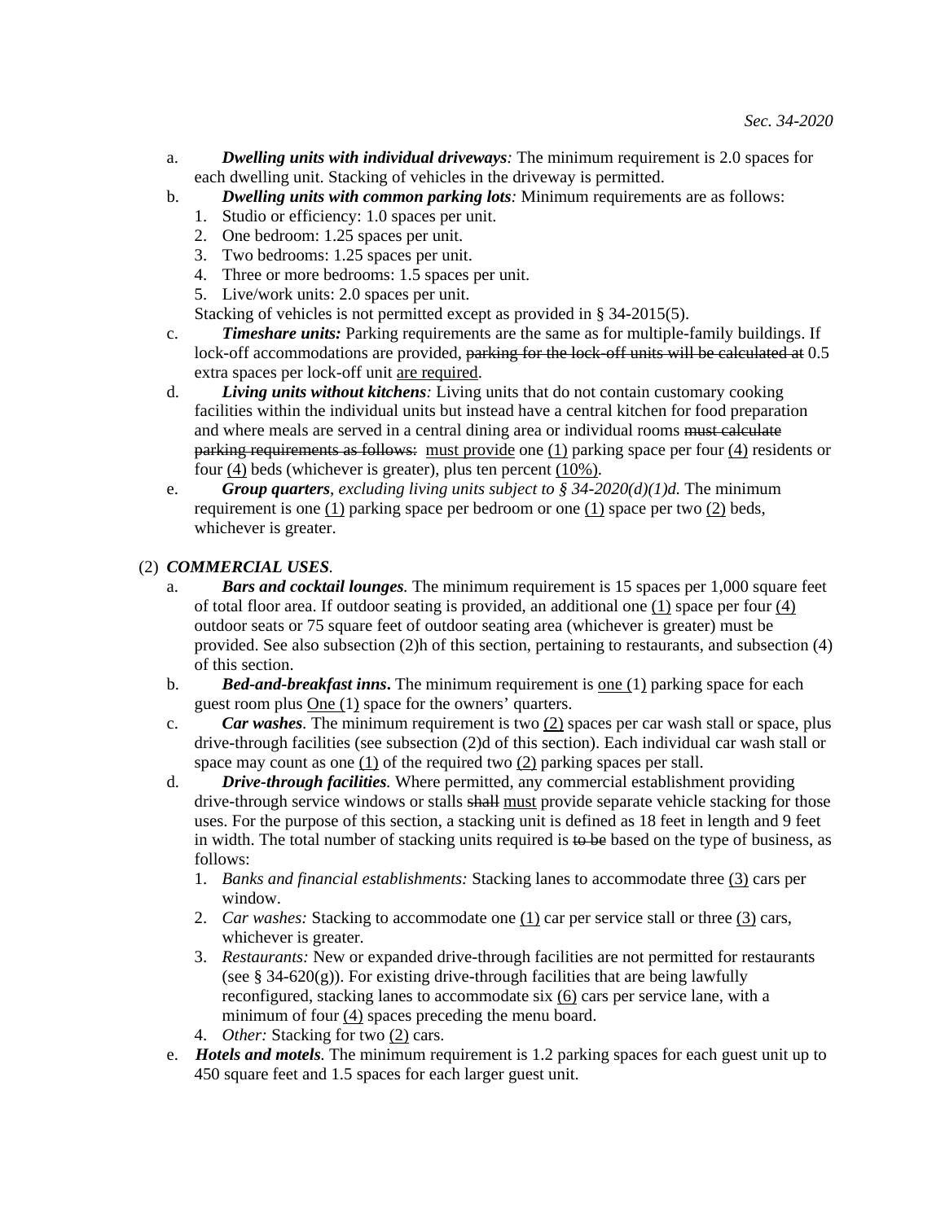a. ***Dwelling units with individual driveways****:* The minimum requirement is 2.0 spaces for each dwelling unit. Stacking of vehicles in the driveway is permitted.

b. ***Dwelling units with common parking lots****:* Minimum requirements are as follows:
   1. Studio or efficiency: 1.0 spaces per unit.
   2. One bedroom: 1.25 spaces per unit.
   3. Two bedrooms: 1.25 spaces per unit.
   4. Three or more bedrooms: 1.5 spaces per unit.
   5. Live/work units: 2.0 spaces per unit.

   Stacking of vehicles is not permitted except as provided in § 34-2015(5).

c. ***Timeshare units:*** Parking requirements are the same as for multiple-family buildings. If lock-off accommodations are provided, ~~parking for the lock-off units will be calculated at~~ 0.5 extra spaces per lock-off unit <u>are required</u>.

d. ***Living units without kitchens****:* Living units that do not contain customary cooking facilities within the individual units but instead have a central kitchen for food preparation and where meals are served in a central dining area or individual rooms ~~must calculate parking requirements as follows:~~ <u>must provide</u> one <u>(1)</u> parking space per four <u>(4)</u> residents or four <u>(4)</u> beds (whichever is greater), plus ten percent <u>(10%)</u>.

e. ***Group quarters****, excluding living units subject to § 34-2020(d)(1)d.* The minimum requirement is one <u>(1)</u> parking space per bedroom or one <u>(1)</u> space per two <u>(2)</u> beds, whichever is greater.

(2) ***COMMERCIAL USES****.*

a. ***Bars and cocktail lounges****.* The minimum requirement is 15 spaces per 1,000 square feet of total floor area. If outdoor seating is provided, an additional one <u>(1)</u> space per four <u>(4)</u> outdoor seats or 75 square feet of outdoor seating area (whichever is greater) must be provided. See also subsection (2)h of this section, pertaining to restaurants, and subsection (4) of this section.

b. ***Bed-and-breakfast inns*****.** The minimum requirement is <u>one (1)</u> parking space for each guest room plus <u>One (1)</u> space for the owners' quarters.

c. ***Car washes****.* The minimum requirement is two <u>(2)</u> spaces per car wash stall or space, plus drive-through facilities (see subsection (2)d of this section). Each individual car wash stall or space may count as one <u>(1)</u> of the required two <u>(2)</u> parking spaces per stall.

d. ***Drive-through facilities****.* Where permitted, any commercial establishment providing drive-through service windows or stalls ~~shall~~ <u>must</u> provide separate vehicle stacking for those uses. For the purpose of this section, a stacking unit is defined as 18 feet in length and 9 feet in width. The total number of stacking units required is ~~to be~~ based on the type of business, as follows:
   1. *Banks and financial establishments:* Stacking lanes to accommodate three <u>(3)</u> cars per window.
   2. *Car washes:* Stacking to accommodate one <u>(1)</u> car per service stall or three <u>(3)</u> cars, whichever is greater.
   3. *Restaurants:* New or expanded drive-through facilities are not permitted for restaurants (see § 34-620(g)). For existing drive-through facilities that are being lawfully reconfigured, stacking lanes to accommodate six <u>(6)</u> cars per service lane, with a minimum of four <u>(4)</u> spaces preceding the menu board.
   4. *Other:* Stacking for two <u>(2)</u> cars.

e. ***Hotels and motels****.* The minimum requirement is 1.2 parking spaces for each guest unit up to 450 square feet and 1.5 spaces for each larger guest unit.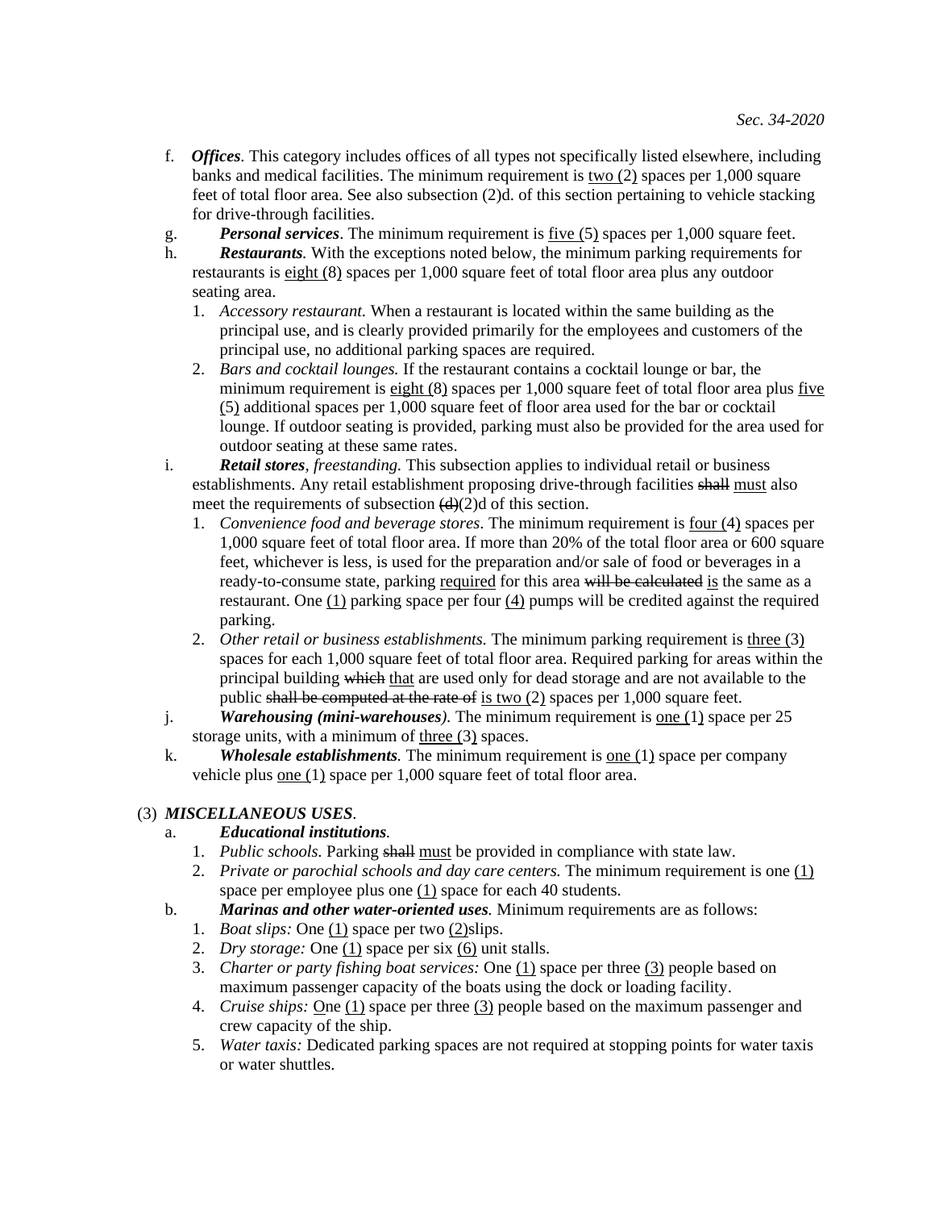f. ***Offices***. This category includes offices of all types not specifically listed elsewhere, including banks and medical facilities. The minimum requirement is <u>two (</u>2<u>)</u> spaces per 1,000 square feet of total floor area. See also subsection (2)d. of this section pertaining to vehicle stacking for drive-through facilities.

g. ***Personal services***. The minimum requirement is <u>five (</u>5<u>)</u> spaces per 1,000 square feet.

h. ***Restaurants***. With the exceptions noted below, the minimum parking requirements for restaurants is <u>eight (</u>8<u>)</u> spaces per 1,000 square feet of total floor area plus any outdoor seating area.

1. *Accessory restaurant.* When a restaurant is located within the same building as the principal use, and is clearly provided primarily for the employees and customers of the principal use, no additional parking spaces are required.
2. *Bars and cocktail lounges.* If the restaurant contains a cocktail lounge or bar, the minimum requirement is <u>eight (</u>8<u>)</u> spaces per 1,000 square feet of total floor area plus <u>five</u> <u>(</u>5<u>)</u> additional spaces per 1,000 square feet of floor area used for the bar or cocktail lounge. If outdoor seating is provided, parking must also be provided for the area used for outdoor seating at these same rates.

i. ***Retail stores****, freestanding.* This subsection applies to individual retail or business establishments. Any retail establishment proposing drive-through facilities ~~shall~~ <u>must</u> also meet the requirements of subsection ~~(d)~~(2)d of this section.

1. *Convenience food and beverage stores*. The minimum requirement is <u>four (</u>4<u>)</u> spaces per 1,000 square feet of total floor area. If more than 20% of the total floor area or 600 square feet, whichever is less, is used for the preparation and/or sale of food or beverages in a ready-to-consume state, parking <u>required</u> for this area ~~will be calculated~~ <u>is</u> the same as a restaurant. One <u>(1)</u> parking space per four <u>(4)</u> pumps will be credited against the required parking.
2. *Other retail or business establishments.* The minimum parking requirement is <u>three (</u>3<u>)</u> spaces for each 1,000 square feet of total floor area. Required parking for areas within the principal building ~~which~~ <u>that</u> are used only for dead storage and are not available to the public ~~shall be computed at the rate of~~ <u>is two (</u>2<u>)</u> spaces per 1,000 square feet.

j. ***Warehousing (mini-warehouses)****.* The minimum requirement is <u>one (</u>1<u>)</u> space per 25 storage units, with a minimum of <u>three (</u>3<u>)</u> spaces.

k. ***Wholesale establishments****.* The minimum requirement is <u>one (</u>1<u>)</u> space per company vehicle plus <u>one (</u>1<u>)</u> space per 1,000 square feet of total floor area.

(3) ***MISCELLANEOUS USES***.

a. ***Educational institutions****.*

1. *Public schools.* Parking ~~shall~~ <u>must</u> be provided in compliance with state law.
2. *Private or parochial schools and day care centers.* The minimum requirement is one <u>(1)</u> space per employee plus one <u>(1)</u> space for each 40 students.

b. ***Marinas and other water-oriented uses****.* Minimum requirements are as follows:

1. *Boat slips:* One <u>(1)</u> space per two <u>(2)</u>slips.
2. *Dry storage:* One <u>(1)</u> space per six <u>(6)</u> unit stalls.
3. *Charter or party fishing boat services:* One <u>(1)</u> space per three <u>(3)</u> people based on maximum passenger capacity of the boats using the dock or loading facility.
4. *Cruise ships:* <u>O</u>ne <u>(1)</u> space per three <u>(3)</u> people based on the maximum passenger and crew capacity of the ship.
5. *Water taxis:* Dedicated parking spaces are not required at stopping points for water taxis or water shuttles.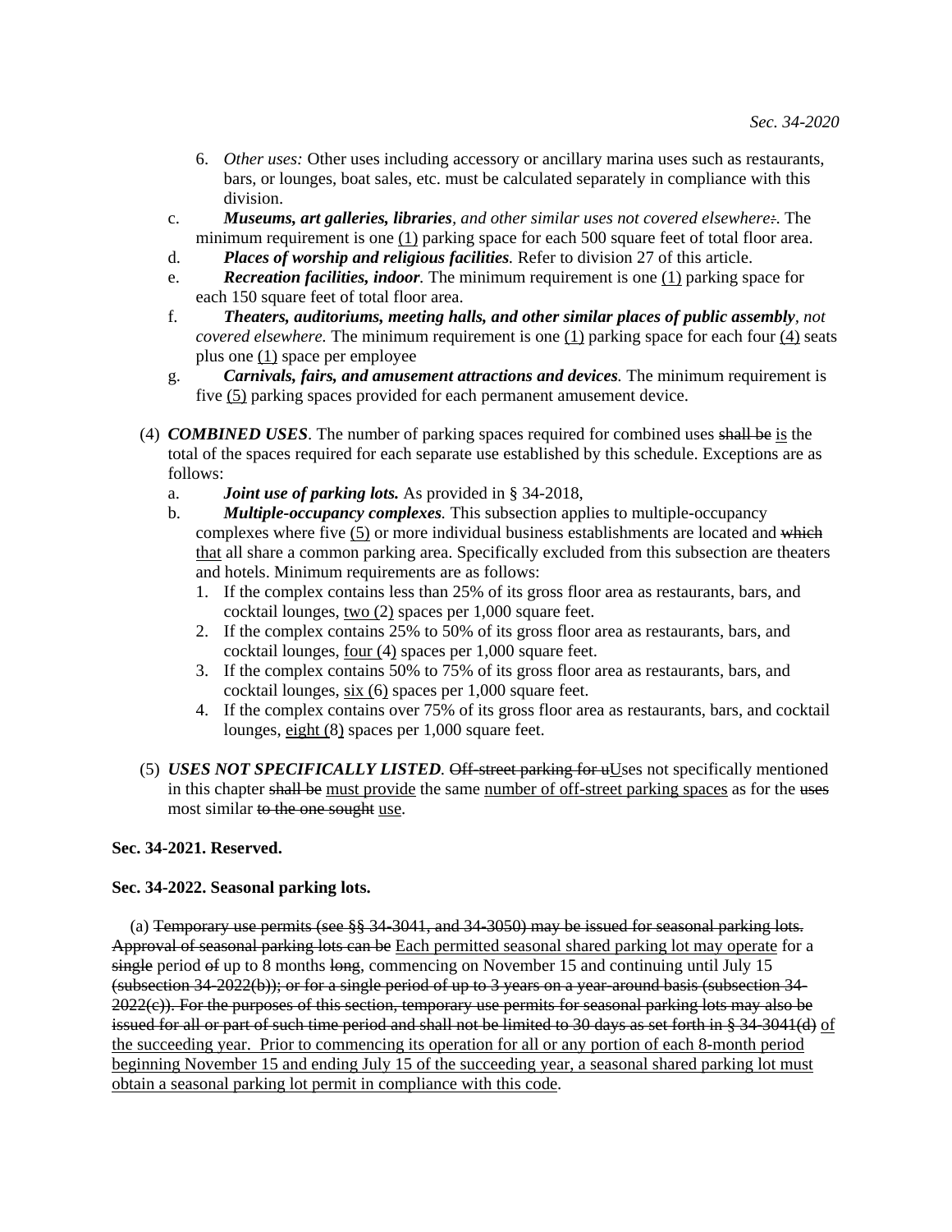6. *Other uses:* Other uses including accessory or ancillary marina uses such as restaurants, bars, or lounges, boat sales, etc. must be calculated separately in compliance with this division.

c. ***Museums, art galleries, libraries****, and other similar uses not covered elsewhere*~~:~~. The minimum requirement is one <u>(1)</u> parking space for each 500 square feet of total floor area.

d. ***Places of worship and religious facilities****.* Refer to division 27 of this article.

e. ***Recreation facilities, indoor****.* The minimum requirement is one <u>(1)</u> parking space for each 150 square feet of total floor area.

f. ***Theaters, auditoriums, meeting halls, and other similar places of public assembly****, not covered elsewhere.* The minimum requirement is one <u>(1)</u> parking space for each four <u>(4)</u> seats plus one <u>(1)</u> space per employee

g. ***Carnivals, fairs, and amusement attractions and devices****.* The minimum requirement is five <u>(5)</u> parking spaces provided for each permanent amusement device.

(4) ***COMBINED USES***. The number of parking spaces required for combined uses ~~shall be~~ <u>is</u> the total of the spaces required for each separate use established by this schedule. Exceptions are as follows:

a. ***Joint use of parking lots.*** As provided in § 34-2018,

b. ***Multiple-occupancy complexes****.* This subsection applies to multiple-occupancy complexes where five <u>(5)</u> or more individual business establishments are located and ~~which~~ <u>that</u> all share a common parking area. Specifically excluded from this subsection are theaters and hotels. Minimum requirements are as follows:

1. If the complex contains less than 25% of its gross floor area as restaurants, bars, and cocktail lounges, <u>two (2)</u> spaces per 1,000 square feet.
2. If the complex contains 25% to 50% of its gross floor area as restaurants, bars, and cocktail lounges, <u>four (4)</u> spaces per 1,000 square feet.
3. If the complex contains 50% to 75% of its gross floor area as restaurants, bars, and cocktail lounges, <u>six (6)</u> spaces per 1,000 square feet.
4. If the complex contains over 75% of its gross floor area as restaurants, bars, and cocktail lounges, <u>eight (8)</u> spaces per 1,000 square feet.

(5) ***USES NOT SPECIFICALLY LISTED****.* ~~Off-street parking for u~~<u>U</u>ses not specifically mentioned in this chapter ~~shall be~~ <u>must provide</u> the same <u>number of off-street parking spaces</u> as for the ~~uses~~ most similar ~~to the one sought~~ <u>use</u>.

**Sec. 34-2021. Reserved.**

**Sec. 34-2022. Seasonal parking lots.**

(a) ~~Temporary use permits (see §§ 34-3041, and 34-3050) may be issued for seasonal parking lots. Approval of seasonal parking lots can be~~ <u>Each permitted seasonal shared parking lot may operate</u> for a ~~single~~ period ~~of~~ up to 8 months ~~long~~, commencing on November 15 and continuing until July 15 ~~(subsection 34-2022(b)); or for a single period of up to 3 years on a year-around basis (subsection 34-2022(c)). For the purposes of this section, temporary use permits for seasonal parking lots may also be issued for all or part of such time period and shall not be limited to 30 days as set forth in § 34-3041(d)~~ <u>of the succeeding year. Prior to commencing its operation for all or any portion of each 8-month period beginning November 15 and ending July 15 of the succeeding year, a seasonal shared parking lot must obtain a seasonal parking lot permit in compliance with this code</u>.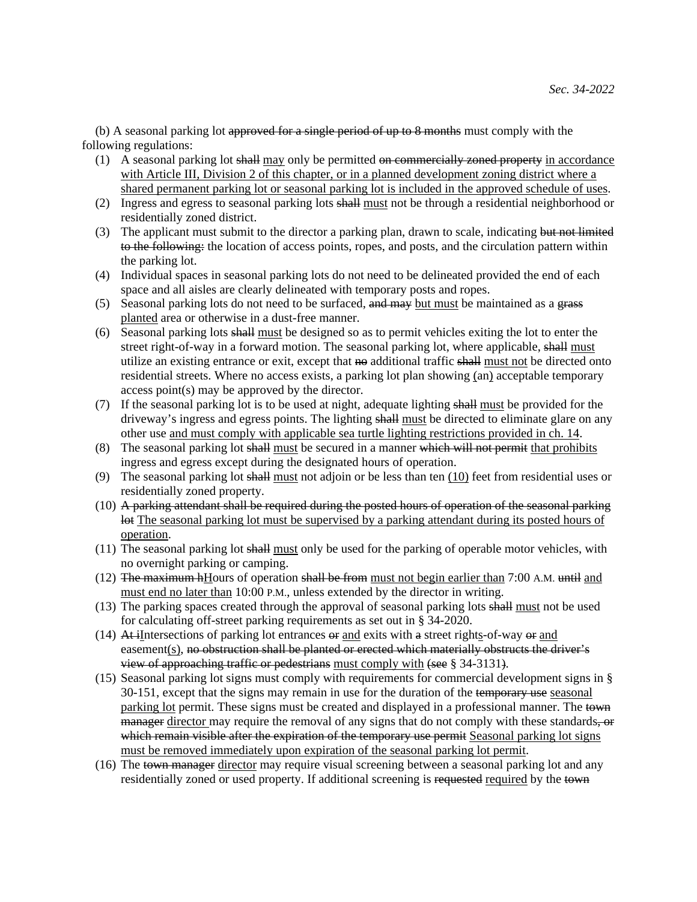(b) A seasonal parking lot ~~approved for a single period of up to 8 months~~ must comply with the following regulations:

1. A seasonal parking lot ~~shall~~ <u>may</u> only be permitted ~~on commercially zoned property~~ <u>in accordance with Article III, Division 2 of this chapter, or in a planned development zoning district where a shared permanent parking lot or seasonal parking lot is included in the approved schedule of uses</u>.
2. Ingress and egress to seasonal parking lots ~~shall~~ <u>must</u> not be through a residential neighborhood or residentially zoned district.
3. The applicant must submit to the director a parking plan, drawn to scale, indicating ~~but not limited to the following:~~ the location of access points, ropes, and posts, and the circulation pattern within the parking lot.
4. Individual spaces in seasonal parking lots do not need to be delineated provided the end of each space and all aisles are clearly delineated with temporary posts and ropes.
5. Seasonal parking lots do not need to be surfaced, ~~and may~~ <u>but must</u> be maintained as a ~~grass~~ <u>planted</u> area or otherwise in a dust-free manner.
6. Seasonal parking lots ~~shall~~ <u>must</u> be designed so as to permit vehicles exiting the lot to enter the street right-of-way in a forward motion. The seasonal parking lot, where applicable, ~~shall~~ <u>must</u> utilize an existing entrance or exit, except that ~~no~~ additional traffic ~~shall~~ <u>must not</u> be directed onto residential streets. Where no access exists, a parking lot plan showing <u>(an)</u> acceptable temporary access point(s) may be approved by the director.
7. If the seasonal parking lot is to be used at night, adequate lighting ~~shall~~ <u>must</u> be provided for the driveway's ingress and egress points. The lighting ~~shall~~ <u>must</u> be directed to eliminate glare on any other use <u>and must comply with applicable sea turtle lighting restrictions provided in ch. 14</u>.
8. The seasonal parking lot ~~shall~~ <u>must</u> be secured in a manner ~~which will not permit~~ <u>that prohibits</u> ingress and egress except during the designated hours of operation.
9. The seasonal parking lot ~~shall~~ <u>must</u> not adjoin or be less than ten <u>(10)</u> feet from residential uses or residentially zoned property.
10. ~~A parking attendant shall be required during the posted hours of operation of the seasonal parking lot~~ <u>The seasonal parking lot must be supervised by a parking attendant during its posted hours of operation</u>.
11. The seasonal parking lot ~~shall~~ <u>must</u> only be used for the parking of operable motor vehicles, with no overnight parking or camping.
12. ~~The maximum h~~<u>H</u>ours of operation ~~shall be from~~ <u>must not begin earlier than</u> 7:00 A.M. ~~until~~ <u>and must end no later than</u> 10:00 P.M., unless extended by the director in writing.
13. The parking spaces created through the approval of seasonal parking lots ~~shall~~ <u>must</u> not be used for calculating off-street parking requirements as set out in § 34-2020.
14. ~~At i~~<u>I</u>ntersections of parking lot entrances ~~or~~ <u>and</u> exits with ~~a~~ street right<u>s</u>-of-way ~~or~~ <u>and</u> easement<u>(s)</u>~~, no obstruction shall be planted or erected which materially obstructs the driver's view of approaching traffic or pedestrians~~ <u>must comply with</u> ~~(see~~ § 34-3131~~)~~.
15. Seasonal parking lot signs must comply with requirements for commercial development signs in § 30-151, except that the signs may remain in use for the duration of the ~~temporary use~~ <u>seasonal parking lot</u> permit. These signs must be created and displayed in a professional manner. The ~~town manager~~ <u>director</u> may require the removal of any signs that do not comply with these standards~~, or which remain visible after the expiration of the temporary use permit~~ <u>Seasonal parking lot signs must be removed immediately upon expiration of the seasonal parking lot permit</u>.
16. The ~~town manager~~ <u>director</u> may require visual screening between a seasonal parking lot and any residentially zoned or used property. If additional screening is ~~requested~~ <u>required</u> by the ~~town~~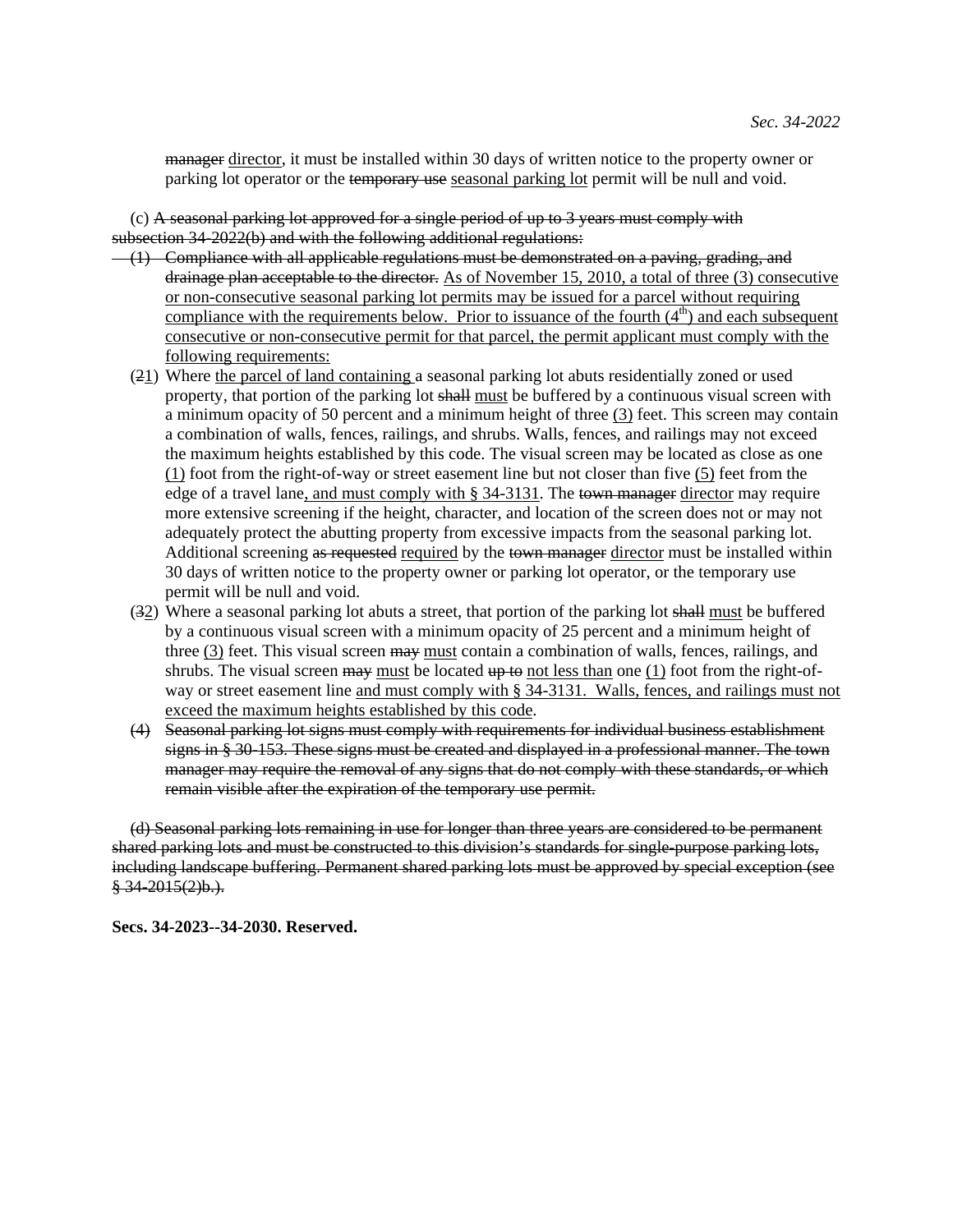~~manager~~ <u>director</u>, it must be installed within 30 days of written notice to the property owner or parking lot operator or the ~~temporary use~~ <u>seasonal parking lot</u> permit will be null and void.

(c) ~~A seasonal parking lot approved for a single period of up to 3 years must comply with subsection 34-2022(b) and with the following additional regulations:~~

~~(1) Compliance with all applicable regulations must be demonstrated on a paving, grading, and drainage plan acceptable to the director.~~ <u>As of November 15, 2010, a total of three (3) consecutive or non-consecutive seasonal parking lot permits may be issued for a parcel without requiring compliance with the requirements below. Prior to issuance of the fourth (4th) and each subsequent consecutive or non-consecutive permit for that parcel, the permit applicant must comply with the following requirements:</u>

(~~2~~<u>1</u>) Where <u>the parcel of land containing</u> a seasonal parking lot abuts residentially zoned or used property, that portion of the parking lot ~~shall~~ <u>must</u> be buffered by a continuous visual screen with a minimum opacity of 50 percent and a minimum height of three <u>(3)</u> feet. This screen may contain a combination of walls, fences, railings, and shrubs. Walls, fences, and railings may not exceed the maximum heights established by this code. The visual screen may be located as close as one <u>(1)</u> foot from the right-of-way or street easement line but not closer than five <u>(5)</u> feet from the edge of a travel lane<u>, and must comply with § 34-3131</u>. The ~~town manager~~ <u>director</u> may require more extensive screening if the height, character, and location of the screen does not or may not adequately protect the abutting property from excessive impacts from the seasonal parking lot. Additional screening ~~as requested~~ <u>required</u> by the ~~town manager~~ <u>director</u> must be installed within 30 days of written notice to the property owner or parking lot operator, or the temporary use permit will be null and void.

(~~3~~<u>2</u>) Where a seasonal parking lot abuts a street, that portion of the parking lot ~~shall~~ <u>must</u> be buffered by a continuous visual screen with a minimum opacity of 25 percent and a minimum height of three <u>(3)</u> feet. This visual screen ~~may~~ <u>must</u> contain a combination of walls, fences, railings, and shrubs. The visual screen ~~may~~ <u>must</u> be located ~~up to~~ <u>not less than</u> one <u>(1)</u> foot from the right-of-way or street easement line <u>and must comply with § 34-3131. Walls, fences, and railings must not exceed the maximum heights established by this code</u>.

~~(4) Seasonal parking lot signs must comply with requirements for individual business establishment signs in § 30-153. These signs must be created and displayed in a professional manner. The town manager may require the removal of any signs that do not comply with these standards, or which remain visible after the expiration of the temporary use permit.~~

~~(d) Seasonal parking lots remaining in use for longer than three years are considered to be permanent shared parking lots and must be constructed to this division's standards for single-purpose parking lots, including landscape buffering. Permanent shared parking lots must be approved by special exception (see § 34-2015(2)b.).~~

**Secs. 34-2023--34-2030. Reserved.**